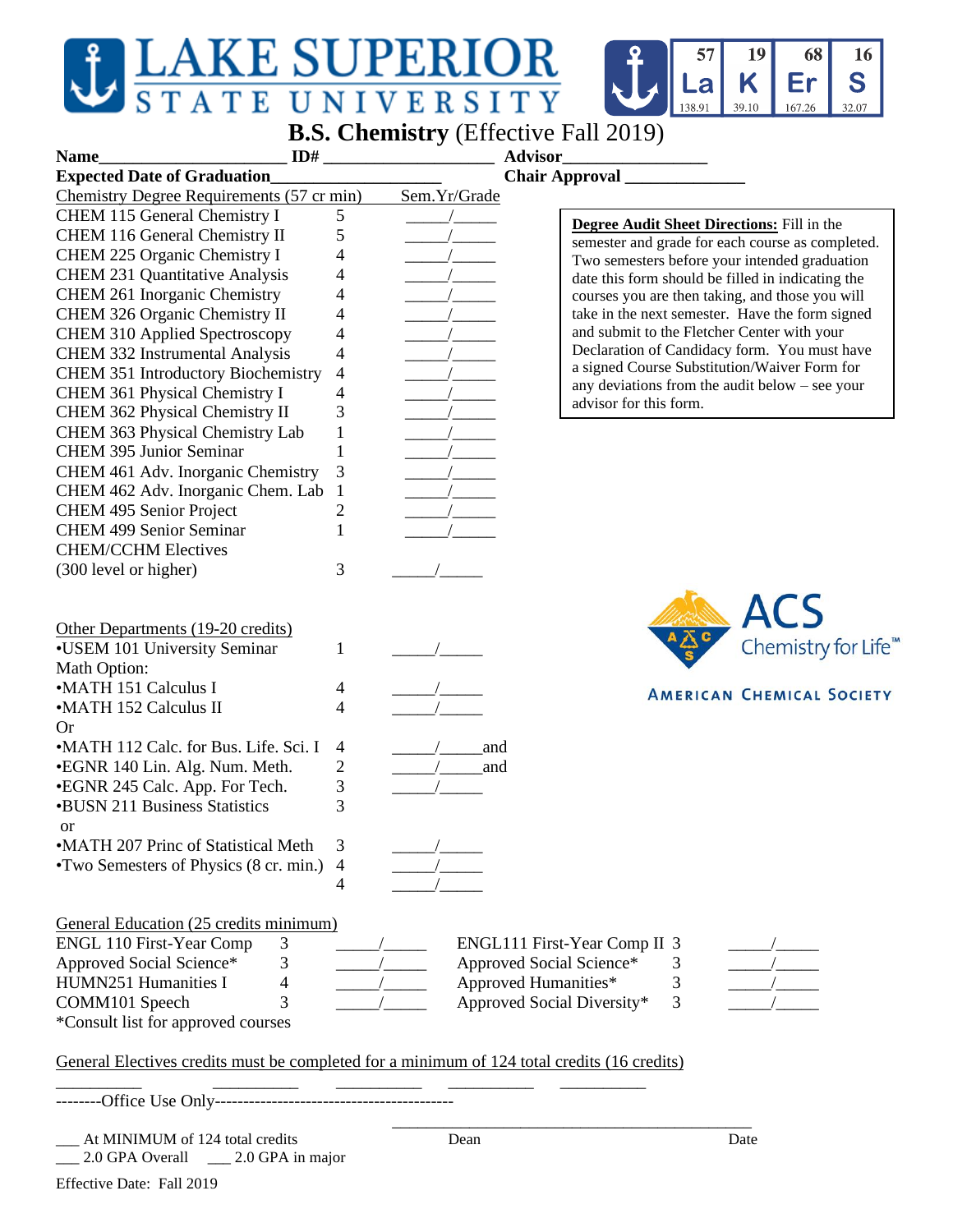# LAKE SUPERIOR STATE UNIVERSITY

## **B.S. Chemistry** (Effective Fall 2019)

**Name**______________________ **ID#** ____________________ **Advisor**________________

**Expected Date of Graduation**___________________ **Chair Approval** ______________

> **Degree Audit Sheet Directions:** Fill in the semester and grade for each course as completed. Two semesters before your intended graduation date this form should be filled in indicating the courses you are then taking, and those you will take in the next semester. Have the form signed and submit to the Fletcher Center with your Declaration of Candidacy form. You must have a signed Course Substitution/Waiver Form for any deviations from the audit below – see your advisor for this form.

| Chemistry Degree Requirements (57 cr min) | | Sem.Yr/Grade |
|---|---|---|
| CHEM 115 General Chemistry I | 5 | _____/_____ |
| CHEM 116 General Chemistry II | 5 | _____/_____ |
| CHEM 225 Organic Chemistry I | 4 | _____/_____ |
| CHEM 231 Quantitative Analysis | 4 | _____/_____ |
| CHEM 261 Inorganic Chemistry | 4 | _____/_____ |
| CHEM 326 Organic Chemistry II | 4 | _____/_____ |
| CHEM 310 Applied Spectroscopy | 4 | _____/_____ |
| CHEM 332 Instrumental Analysis | 4 | _____/_____ |
| CHEM 351 Introductory Biochemistry | 4 | _____/_____ |
| CHEM 361 Physical Chemistry I | 4 | _____/_____ |
| CHEM 362 Physical Chemistry II | 3 | _____/_____ |
| CHEM 363 Physical Chemistry Lab | 1 | _____/_____ |
| CHEM 395 Junior Seminar | 1 | _____/_____ |
| CHEM 461 Adv. Inorganic Chemistry | 3 | _____/_____ |
| CHEM 462 Adv. Inorganic Chem. Lab | 1 | _____/_____ |
| CHEM 495 Senior Project | 2 | _____/_____ |
| CHEM 499 Senior Seminar | 1 | _____/_____ |
| CHEM/CCHM Electives (300 level or higher) | 3 | _____/_____ |

ACS Chemistry for Life™ — AMERICAN CHEMICAL SOCIETY

| Other Departments (19-20 credits) | | |
|---|---|---|
| •USEM 101 University Seminar | 1 | _____/_____ |
| Math Option: | | |
| •MATH 151 Calculus I | 4 | _____/_____ |
| •MATH 152 Calculus II | 4 | _____/_____ |
| Or | | |
| •MATH 112 Calc. for Bus. Life. Sci. I | 4 | _____/_____and |
| •EGNR 140 Lin. Alg. Num. Meth. | 2 | _____/_____and |
| •EGNR 245 Calc. App. For Tech. | 3 | _____/_____ |
| •BUSN 211 Business Statistics | 3 | |
| or | | |
| •MATH 207 Princ of Statistical Meth | 3 | _____/_____ |
| •Two Semesters of Physics (8 cr. min.) | 4 | _____/_____ |
| | 4 | _____/_____ |

| General Education (25 credits minimum) | | | | | |
|---|---|---|---|---|---|
| ENGL 110 First-Year Comp | 3 | _____/_____ | ENGL111 First-Year Comp II | 3 | _____/_____ |
| Approved Social Science* | 3 | _____/_____ | Approved Social Science* | 3 | _____/_____ |
| HUMN251 Humanities I | 4 | _____/_____ | Approved Humanities* | 3 | _____/_____ |
| COMM101 Speech | 3 | _____/_____ | Approved Social Diversity* | 3 | _____/_____ |

*Consult list for approved courses

General Electives credits must be completed for a minimum of 124 total credits (16 credits)

__________ __________ __________ __________ __________

--------Office Use Only-----------------------------------------

___ At MINIMUM of 124 total credits

___ 2.0 GPA Overall ___ 2.0 GPA in major

_____________________________________________

Dean Date

Effective Date: Fall 2019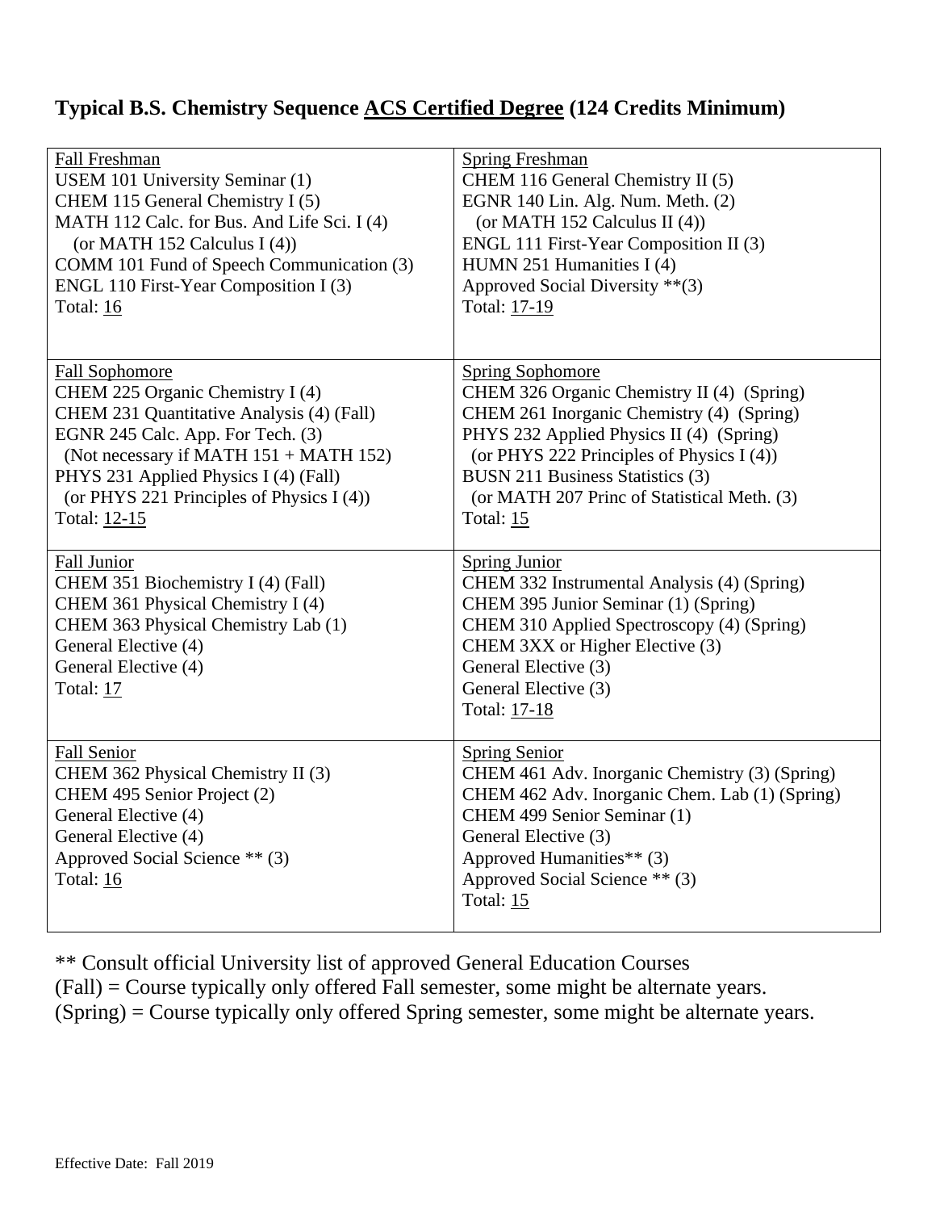# Typical B.S. Chemistry Sequence ACS Certified Degree (124 Credits Minimum)

| | |
|---|---|
| Fall Freshman<br>USEM 101 University Seminar (1)<br>CHEM 115 General Chemistry I (5)<br>MATH 112 Calc. for Bus. And Life Sci. I (4)<br>(or MATH 152 Calculus I (4))<br>COMM 101 Fund of Speech Communication (3)<br>ENGL 110 First-Year Composition I (3)<br>Total: 16 | Spring Freshman<br>CHEM 116 General Chemistry II (5)<br>EGNR 140 Lin. Alg. Num. Meth. (2)<br>(or MATH 152 Calculus II (4))<br>ENGL 111 First-Year Composition II (3)<br>HUMN 251 Humanities I (4)<br>Approved Social Diversity **(3)<br>Total: 17-19 |
| Fall Sophomore<br>CHEM 225 Organic Chemistry I (4)<br>CHEM 231 Quantitative Analysis (4) (Fall)<br>EGNR 245 Calc. App. For Tech. (3)<br>(Not necessary if MATH 151 + MATH 152)<br>PHYS 231 Applied Physics I (4) (Fall)<br>(or PHYS 221 Principles of Physics I (4))<br>Total: 12-15 | Spring Sophomore<br>CHEM 326 Organic Chemistry II (4) (Spring)<br>CHEM 261 Inorganic Chemistry (4) (Spring)<br>PHYS 232 Applied Physics II (4) (Spring)<br>(or PHYS 222 Principles of Physics I (4))<br>BUSN 211 Business Statistics (3)<br>(or MATH 207 Princ of Statistical Meth. (3)<br>Total: 15 |
| Fall Junior<br>CHEM 351 Biochemistry I (4) (Fall)<br>CHEM 361 Physical Chemistry I (4)<br>CHEM 363 Physical Chemistry Lab (1)<br>General Elective (4)<br>General Elective (4)<br>Total: 17 | Spring Junior<br>CHEM 332 Instrumental Analysis (4) (Spring)<br>CHEM 395 Junior Seminar (1) (Spring)<br>CHEM 310 Applied Spectroscopy (4) (Spring)<br>CHEM 3XX or Higher Elective (3)<br>General Elective (3)<br>General Elective (3)<br>Total: 17-18 |
| Fall Senior<br>CHEM 362 Physical Chemistry II (3)<br>CHEM 495 Senior Project (2)<br>General Elective (4)<br>General Elective (4)<br>Approved Social Science ** (3)<br>Total: 16 | Spring Senior<br>CHEM 461 Adv. Inorganic Chemistry (3) (Spring)<br>CHEM 462 Adv. Inorganic Chem. Lab (1) (Spring)<br>CHEM 499 Senior Seminar (1)<br>General Elective (3)<br>Approved Humanities** (3)<br>Approved Social Science ** (3)<br>Total: 15 |

** Consult official University list of approved General Education Courses

(Fall) = Course typically only offered Fall semester, some might be alternate years.

(Spring) = Course typically only offered Spring semester, some might be alternate years.

Effective Date: Fall 2019